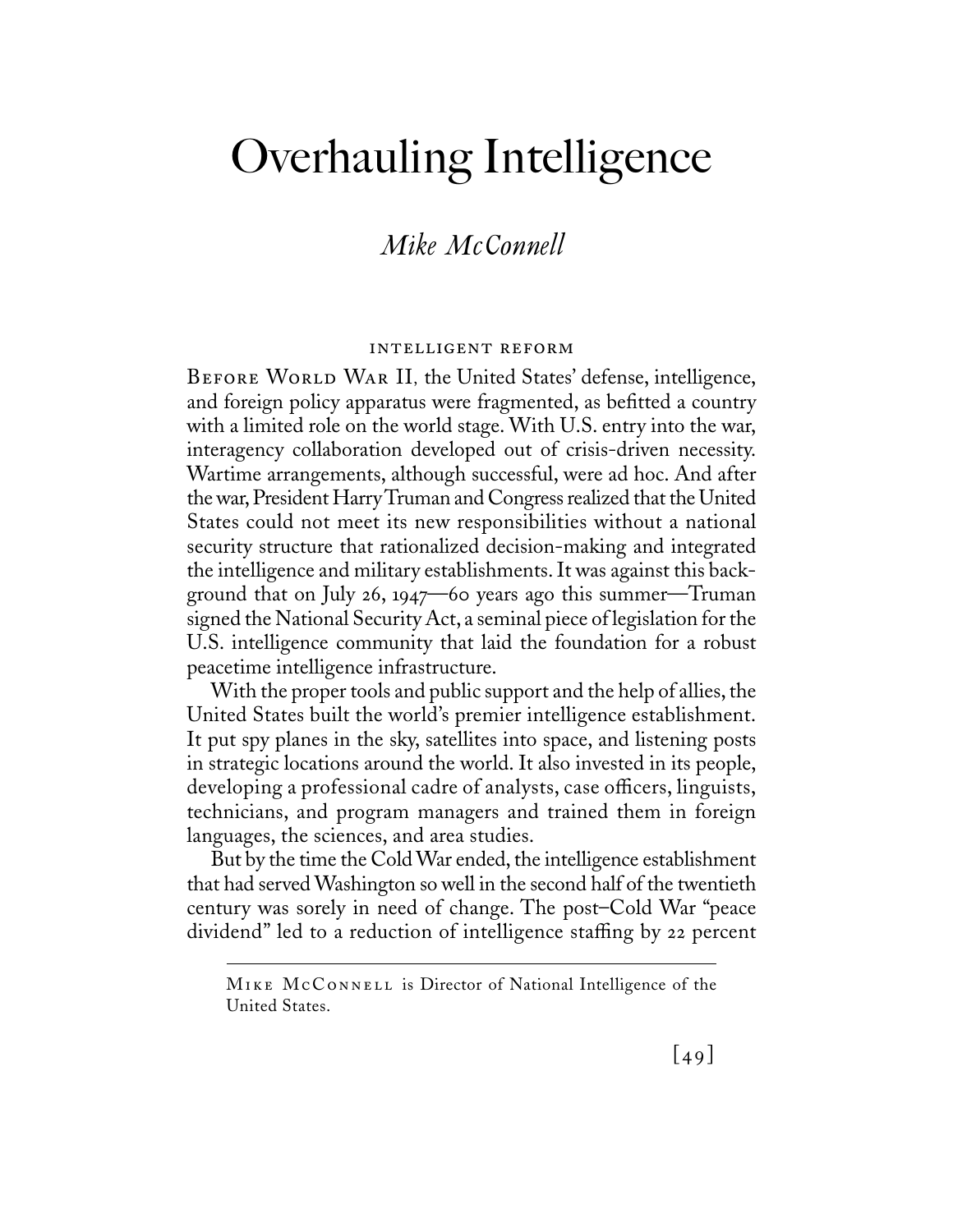# Overhauling Intelligence

## *Mike McConnell*

### INTELLIGENT REFORM

BEFORE WORLD WAR II, the United States' defense, intelligence, and foreign policy apparatus were fragmented, as befitted a country with a limited role on the world stage. With U.S. entry into the war, interagency collaboration developed out of crisis-driven necessity. Wartime arrangements, although successful, were ad hoc. And after the war, President Harry Truman and Congress realized that the United States could not meet its new responsibilities without a national security structure that rationalized decision-making and integrated the intelligence and military establishments. It was against this background that on July 26, 1947—60 years ago this summer—Truman signed the National Security Act, a seminal piece of legislation for the U.S. intelligence community that laid the foundation for a robust peacetime intelligence infrastructure.

With the proper tools and public support and the help of allies, the United States built the world's premier intelligence establishment. It put spy planes in the sky, satellites into space, and listening posts in strategic locations around the world. It also invested in its people, developing a professional cadre of analysts, case officers, linguists, technicians, and program managers and trained them in foreign languages, the sciences, and area studies.

But by the time the Cold War ended, the intelligence establishment that had served Washington so well in the second half of the twentieth century was sorely in need of change. The post–Cold War "peace dividend" led to a reduction of intelligence staffing by 22 percent

---

MIKE MCCONNELL is Director of National Intelligence of the United States.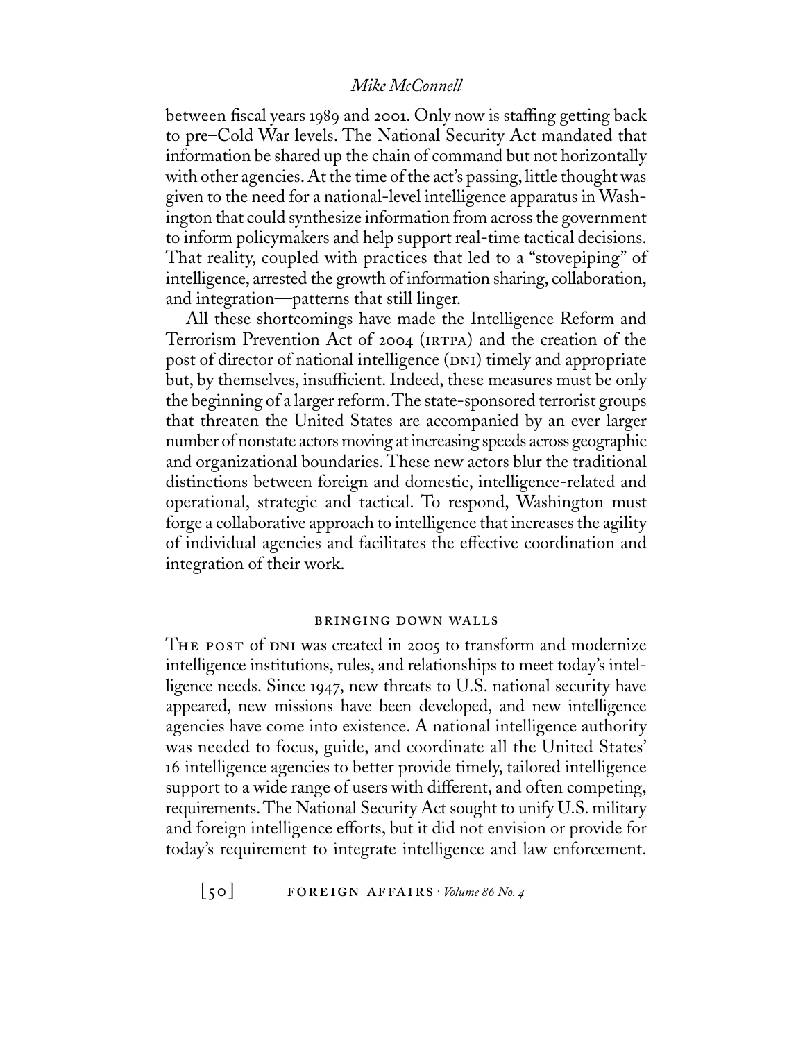between fiscal years 1989 and 2001. Only now is staffing getting back to pre–Cold War levels. The National Security Act mandated that information be shared up the chain of command but not horizontally with other agencies. At the time of the act's passing, little thought was given to the need for a national-level intelligence apparatus in Washington that could synthesize information from across the government to inform policymakers and help support real-time tactical decisions. That reality, coupled with practices that led to a "stovepiping" of intelligence, arrested the growth of information sharing, collaboration, and integration—patterns that still linger.

All these shortcomings have made the Intelligence Reform and Terrorism Prevention Act of 2004 (IRTPA) and the creation of the post of director of national intelligence (DNI) timely and appropriate but, by themselves, insufficient. Indeed, these measures must be only the beginning of a larger reform. The state-sponsored terrorist groups that threaten the United States are accompanied by an ever larger number of nonstate actors moving at increasing speeds across geographic and organizational boundaries. These new actors blur the traditional distinctions between foreign and domestic, intelligence-related and operational, strategic and tactical. To respond, Washington must forge a collaborative approach to intelligence that increases the agility of individual agencies and facilitates the effective coordination and integration of their work.

## BRINGING DOWN WALLS

THE POST of DNI was created in 2005 to transform and modernize intelligence institutions, rules, and relationships to meet today's intelligence needs. Since 1947, new threats to U.S. national security have appeared, new missions have been developed, and new intelligence agencies have come into existence. A national intelligence authority was needed to focus, guide, and coordinate all the United States' 16 intelligence agencies to better provide timely, tailored intelligence support to a wide range of users with different, and often competing, requirements. The National Security Act sought to unify U.S. military and foreign intelligence efforts, but it did not envision or provide for today's requirement to integrate intelligence and law enforcement.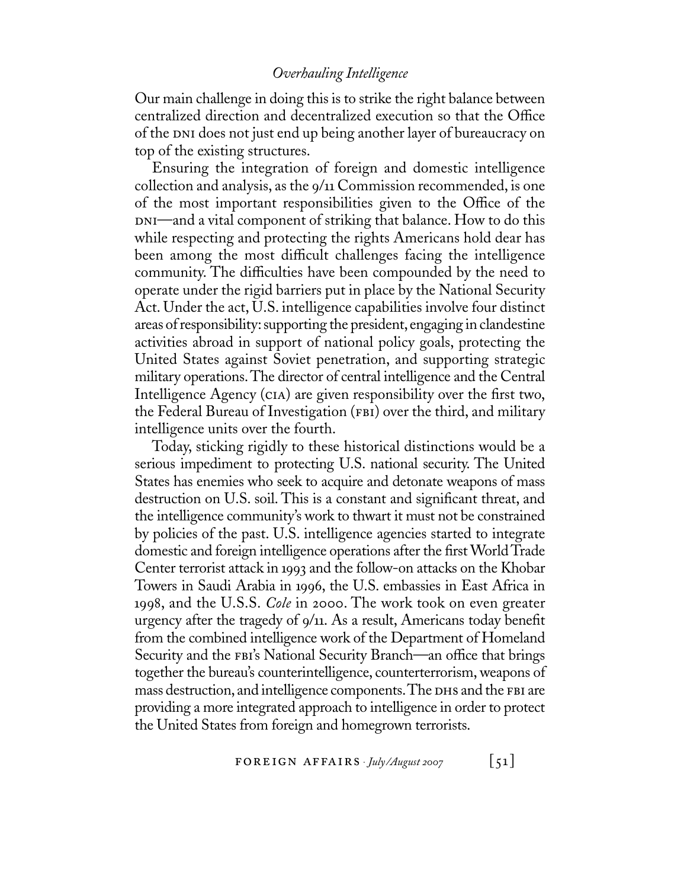Our main challenge in doing this is to strike the right balance between centralized direction and decentralized execution so that the Office of the DNI does not just end up being another layer of bureaucracy on top of the existing structures.

Ensuring the integration of foreign and domestic intelligence collection and analysis, as the 9/11 Commission recommended, is one of the most important responsibilities given to the Office of the DNI—and a vital component of striking that balance. How to do this while respecting and protecting the rights Americans hold dear has been among the most difficult challenges facing the intelligence community. The difficulties have been compounded by the need to operate under the rigid barriers put in place by the National Security Act. Under the act, U.S. intelligence capabilities involve four distinct areas of responsibility: supporting the president, engaging in clandestine activities abroad in support of national policy goals, protecting the United States against Soviet penetration, and supporting strategic military operations. The director of central intelligence and the Central Intelligence Agency (CIA) are given responsibility over the first two, the Federal Bureau of Investigation (FBI) over the third, and military intelligence units over the fourth.

Today, sticking rigidly to these historical distinctions would be a serious impediment to protecting U.S. national security. The United States has enemies who seek to acquire and detonate weapons of mass destruction on U.S. soil. This is a constant and significant threat, and the intelligence community's work to thwart it must not be constrained by policies of the past. U.S. intelligence agencies started to integrate domestic and foreign intelligence operations after the first World Trade Center terrorist attack in 1993 and the follow-on attacks on the Khobar Towers in Saudi Arabia in 1996, the U.S. embassies in East Africa in 1998, and the U.S.S. *Cole* in 2000. The work took on even greater urgency after the tragedy of 9/11. As a result, Americans today benefit from the combined intelligence work of the Department of Homeland Security and the FBI's National Security Branch—an office that brings together the bureau's counterintelligence, counterterrorism, weapons of mass destruction, and intelligence components. The DHS and the FBI are providing a more integrated approach to intelligence in order to protect the United States from foreign and homegrown terrorists.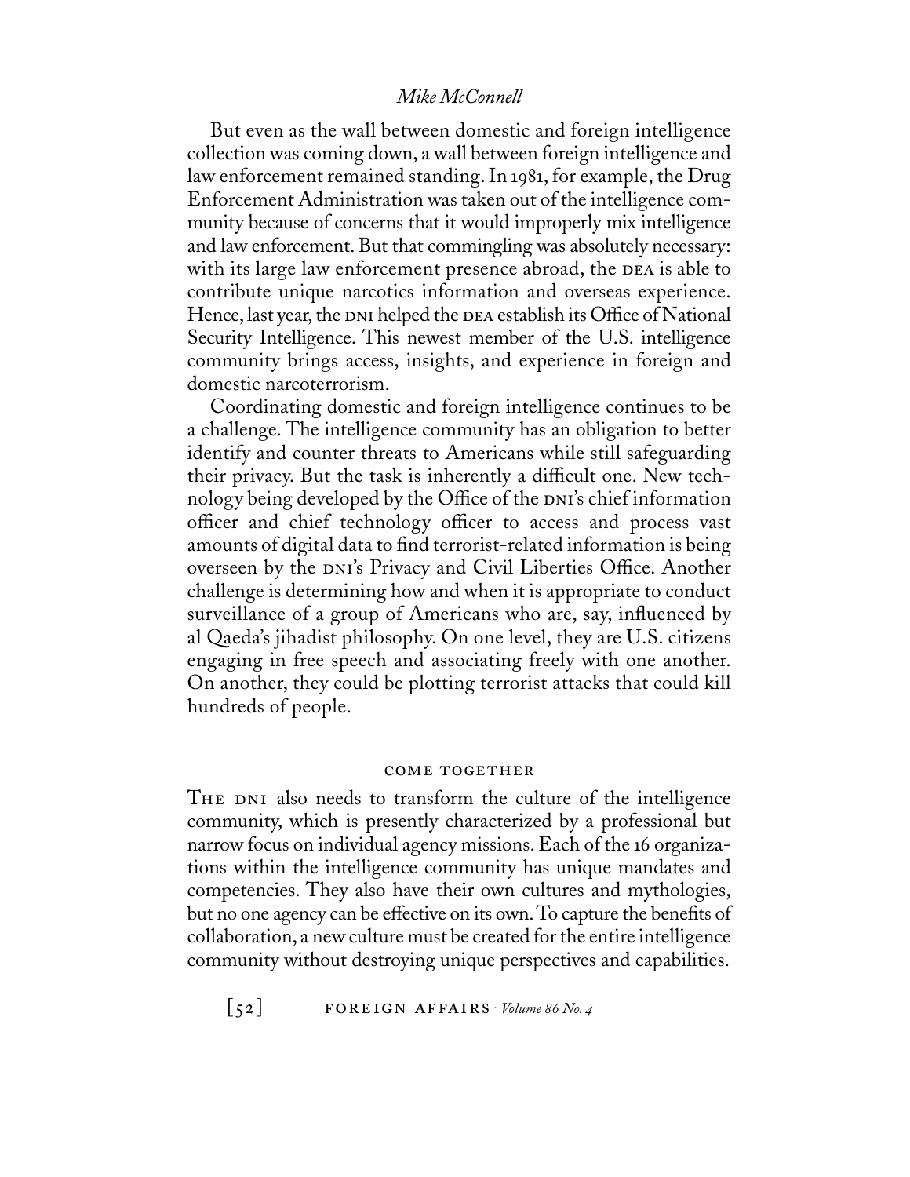But even as the wall between domestic and foreign intelligence collection was coming down, a wall between foreign intelligence and law enforcement remained standing. In 1981, for example, the Drug Enforcement Administration was taken out of the intelligence community because of concerns that it would improperly mix intelligence and law enforcement. But that commingling was absolutely necessary: with its large law enforcement presence abroad, the DEA is able to contribute unique narcotics information and overseas experience. Hence, last year, the DNI helped the DEA establish its Office of National Security Intelligence. This newest member of the U.S. intelligence community brings access, insights, and experience in foreign and domestic narcoterrorism.

Coordinating domestic and foreign intelligence continues to be a challenge. The intelligence community has an obligation to better identify and counter threats to Americans while still safeguarding their privacy. But the task is inherently a difficult one. New technology being developed by the Office of the DNI's chief information officer and chief technology officer to access and process vast amounts of digital data to find terrorist-related information is being overseen by the DNI's Privacy and Civil Liberties Office. Another challenge is determining how and when it is appropriate to conduct surveillance of a group of Americans who are, say, influenced by al Qaeda's jihadist philosophy. On one level, they are U.S. citizens engaging in free speech and associating freely with one another. On another, they could be plotting terrorist attacks that could kill hundreds of people.

## COME TOGETHER

THE DNI also needs to transform the culture of the intelligence community, which is presently characterized by a professional but narrow focus on individual agency missions. Each of the 16 organizations within the intelligence community has unique mandates and competencies. They also have their own cultures and mythologies, but no one agency can be effective on its own. To capture the benefits of collaboration, a new culture must be created for the entire intelligence community without destroying unique perspectives and capabilities.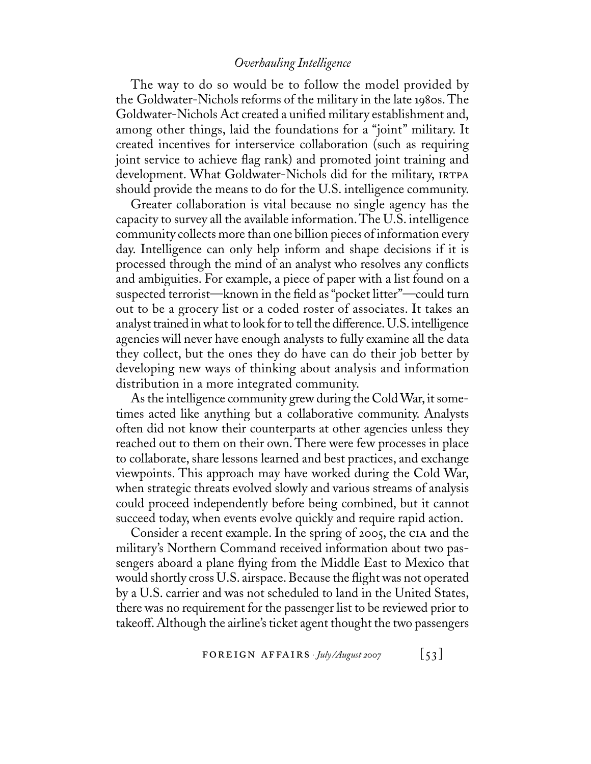The way to do so would be to follow the model provided by the Goldwater-Nichols reforms of the military in the late 1980s. The Goldwater-Nichols Act created a unified military establishment and, among other things, laid the foundations for a "joint" military. It created incentives for interservice collaboration (such as requiring joint service to achieve flag rank) and promoted joint training and development. What Goldwater-Nichols did for the military, IRTPA should provide the means to do for the U.S. intelligence community.

Greater collaboration is vital because no single agency has the capacity to survey all the available information. The U.S. intelligence community collects more than one billion pieces of information every day. Intelligence can only help inform and shape decisions if it is processed through the mind of an analyst who resolves any conflicts and ambiguities. For example, a piece of paper with a list found on a suspected terrorist—known in the field as "pocket litter"—could turn out to be a grocery list or a coded roster of associates. It takes an analyst trained in what to look for to tell the difference. U.S. intelligence agencies will never have enough analysts to fully examine all the data they collect, but the ones they do have can do their job better by developing new ways of thinking about analysis and information distribution in a more integrated community.

As the intelligence community grew during the Cold War, it sometimes acted like anything but a collaborative community. Analysts often did not know their counterparts at other agencies unless they reached out to them on their own. There were few processes in place to collaborate, share lessons learned and best practices, and exchange viewpoints. This approach may have worked during the Cold War, when strategic threats evolved slowly and various streams of analysis could proceed independently before being combined, but it cannot succeed today, when events evolve quickly and require rapid action.

Consider a recent example. In the spring of 2005, the CIA and the military's Northern Command received information about two passengers aboard a plane flying from the Middle East to Mexico that would shortly cross U.S. airspace. Because the flight was not operated by a U.S. carrier and was not scheduled to land in the United States, there was no requirement for the passenger list to be reviewed prior to takeoff. Although the airline's ticket agent thought the two passengers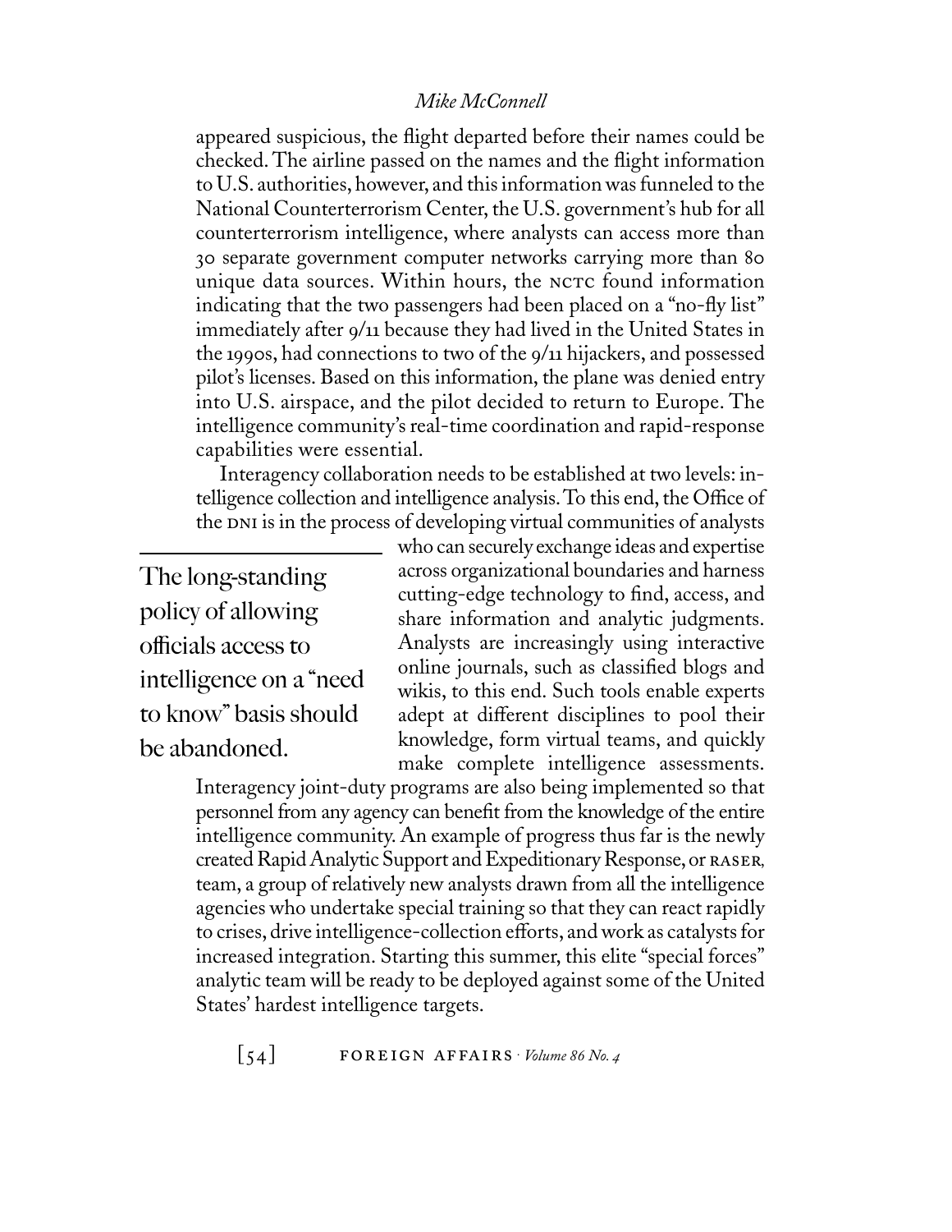appeared suspicious, the flight departed before their names could be checked. The airline passed on the names and the flight information to U.S. authorities, however, and this information was funneled to the National Counterterrorism Center, the U.S. government's hub for all counterterrorism intelligence, where analysts can access more than 30 separate government computer networks carrying more than 80 unique data sources. Within hours, the NCTC found information indicating that the two passengers had been placed on a "no-fly list" immediately after 9/11 because they had lived in the United States in the 1990s, had connections to two of the 9/11 hijackers, and possessed pilot's licenses. Based on this information, the plane was denied entry into U.S. airspace, and the pilot decided to return to Europe. The intelligence community's real-time coordination and rapid-response capabilities were essential.

Interagency collaboration needs to be established at two levels: intelligence collection and intelligence analysis. To this end, the Office of the DNI is in the process of developing virtual communities of analysts who can securely exchange ideas and expertise across organizational boundaries and harness cutting-edge technology to find, access, and share information and analytic judgments. Analysts are increasingly using interactive online journals, such as classified blogs and wikis, to this end. Such tools enable experts adept at different disciplines to pool their knowledge, form virtual teams, and quickly make complete intelligence assessments. Interagency joint-duty programs are also being implemented so that personnel from any agency can benefit from the knowledge of the entire intelligence community. An example of progress thus far is the newly created Rapid Analytic Support and Expeditionary Response, or RASER, team, a group of relatively new analysts drawn from all the intelligence agencies who undertake special training so that they can react rapidly to crises, drive intelligence-collection efforts, and work as catalysts for increased integration. Starting this summer, this elite "special forces" analytic team will be ready to be deployed against some of the United States' hardest intelligence targets.

> The long-standing policy of allowing officials access to intelligence on a "need to know" basis should be abandoned.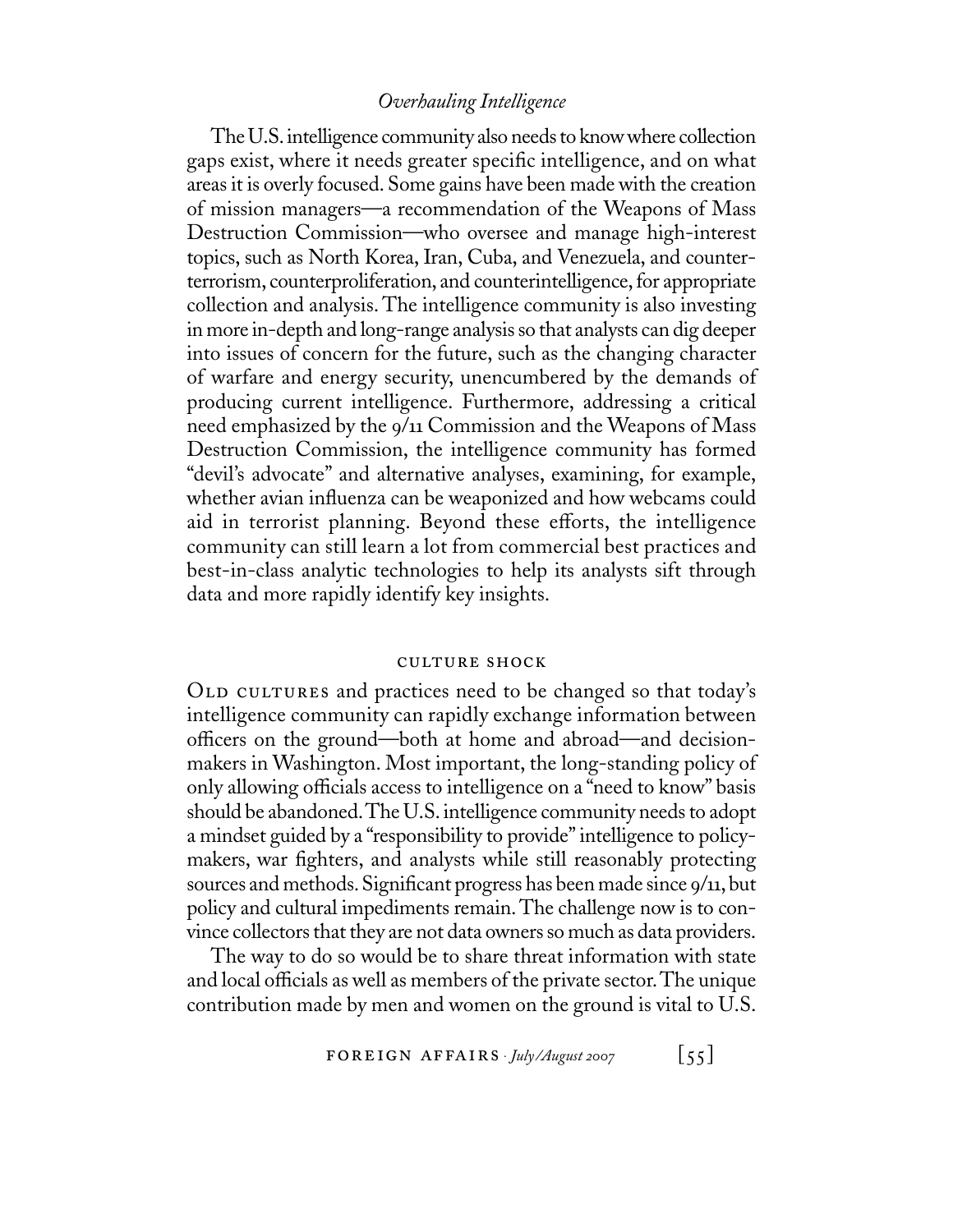The U.S. intelligence community also needs to know where collection gaps exist, where it needs greater specific intelligence, and on what areas it is overly focused. Some gains have been made with the creation of mission managers—a recommendation of the Weapons of Mass Destruction Commission—who oversee and manage high-interest topics, such as North Korea, Iran, Cuba, and Venezuela, and counterterrorism, counterproliferation, and counterintelligence, for appropriate collection and analysis. The intelligence community is also investing in more in-depth and long-range analysis so that analysts can dig deeper into issues of concern for the future, such as the changing character of warfare and energy security, unencumbered by the demands of producing current intelligence. Furthermore, addressing a critical need emphasized by the 9/11 Commission and the Weapons of Mass Destruction Commission, the intelligence community has formed "devil's advocate" and alternative analyses, examining, for example, whether avian influenza can be weaponized and how webcams could aid in terrorist planning. Beyond these efforts, the intelligence community can still learn a lot from commercial best practices and best-in-class analytic technologies to help its analysts sift through data and more rapidly identify key insights.

## CULTURE SHOCK

OLD CULTURES and practices need to be changed so that today's intelligence community can rapidly exchange information between officers on the ground—both at home and abroad—and decision-makers in Washington. Most important, the long-standing policy of only allowing officials access to intelligence on a "need to know" basis should be abandoned. The U.S. intelligence community needs to adopt a mindset guided by a "responsibility to provide" intelligence to policymakers, war fighters, and analysts while still reasonably protecting sources and methods. Significant progress has been made since 9/11, but policy and cultural impediments remain. The challenge now is to convince collectors that they are not data owners so much as data providers.

The way to do so would be to share threat information with state and local officials as well as members of the private sector. The unique contribution made by men and women on the ground is vital to U.S.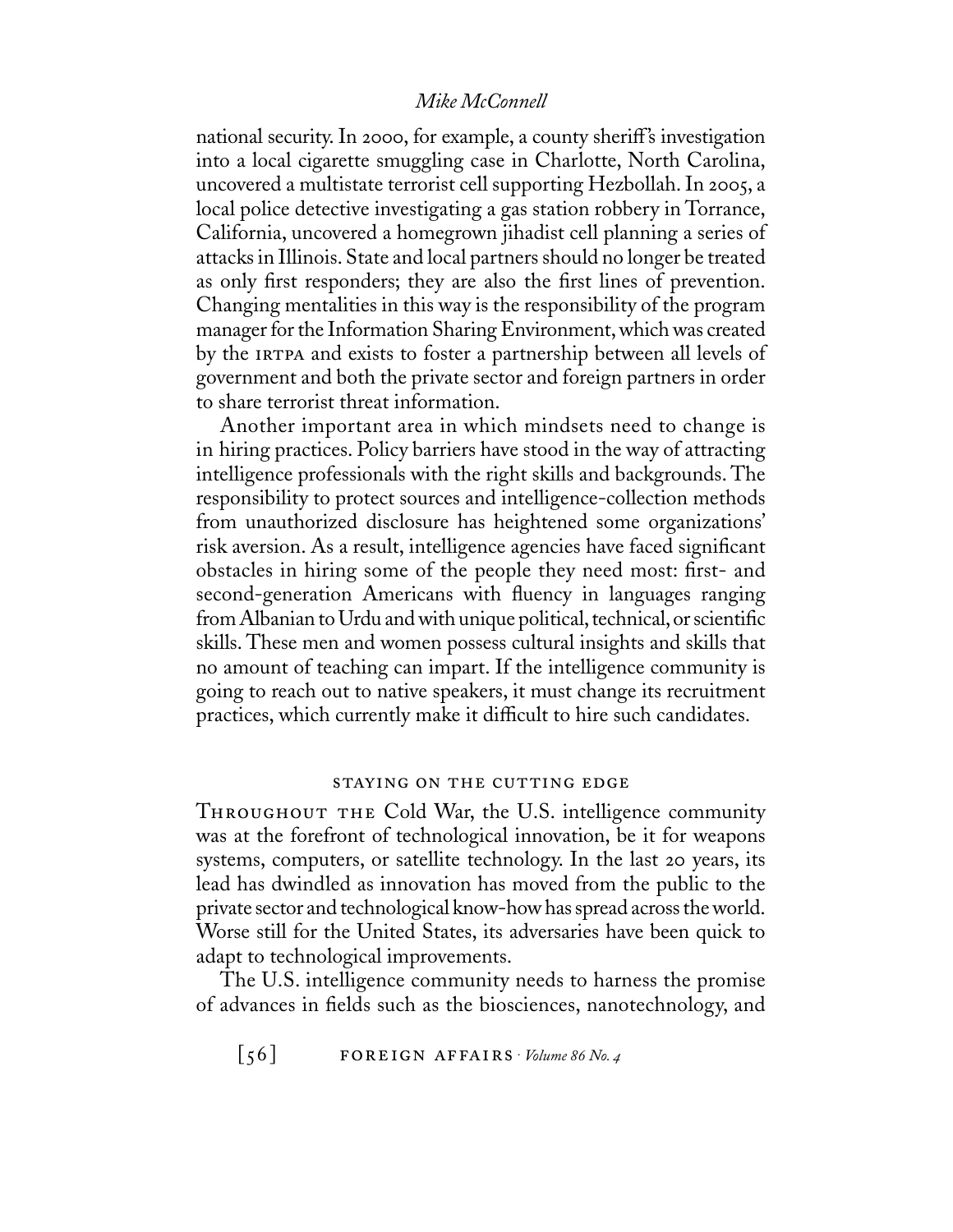national security. In 2000, for example, a county sheriff's investigation into a local cigarette smuggling case in Charlotte, North Carolina, uncovered a multistate terrorist cell supporting Hezbollah. In 2005, a local police detective investigating a gas station robbery in Torrance, California, uncovered a homegrown jihadist cell planning a series of attacks in Illinois. State and local partners should no longer be treated as only first responders; they are also the first lines of prevention. Changing mentalities in this way is the responsibility of the program manager for the Information Sharing Environment, which was created by the IRTPA and exists to foster a partnership between all levels of government and both the private sector and foreign partners in order to share terrorist threat information.

Another important area in which mindsets need to change is in hiring practices. Policy barriers have stood in the way of attracting intelligence professionals with the right skills and backgrounds. The responsibility to protect sources and intelligence-collection methods from unauthorized disclosure has heightened some organizations' risk aversion. As a result, intelligence agencies have faced significant obstacles in hiring some of the people they need most: first- and second-generation Americans with fluency in languages ranging from Albanian to Urdu and with unique political, technical, or scientific skills. These men and women possess cultural insights and skills that no amount of teaching can impart. If the intelligence community is going to reach out to native speakers, it must change its recruitment practices, which currently make it difficult to hire such candidates.

## STAYING ON THE CUTTING EDGE

THROUGHOUT THE Cold War, the U.S. intelligence community was at the forefront of technological innovation, be it for weapons systems, computers, or satellite technology. In the last 20 years, its lead has dwindled as innovation has moved from the public to the private sector and technological know-how has spread across the world. Worse still for the United States, its adversaries have been quick to adapt to technological improvements.

The U.S. intelligence community needs to harness the promise of advances in fields such as the biosciences, nanotechnology, and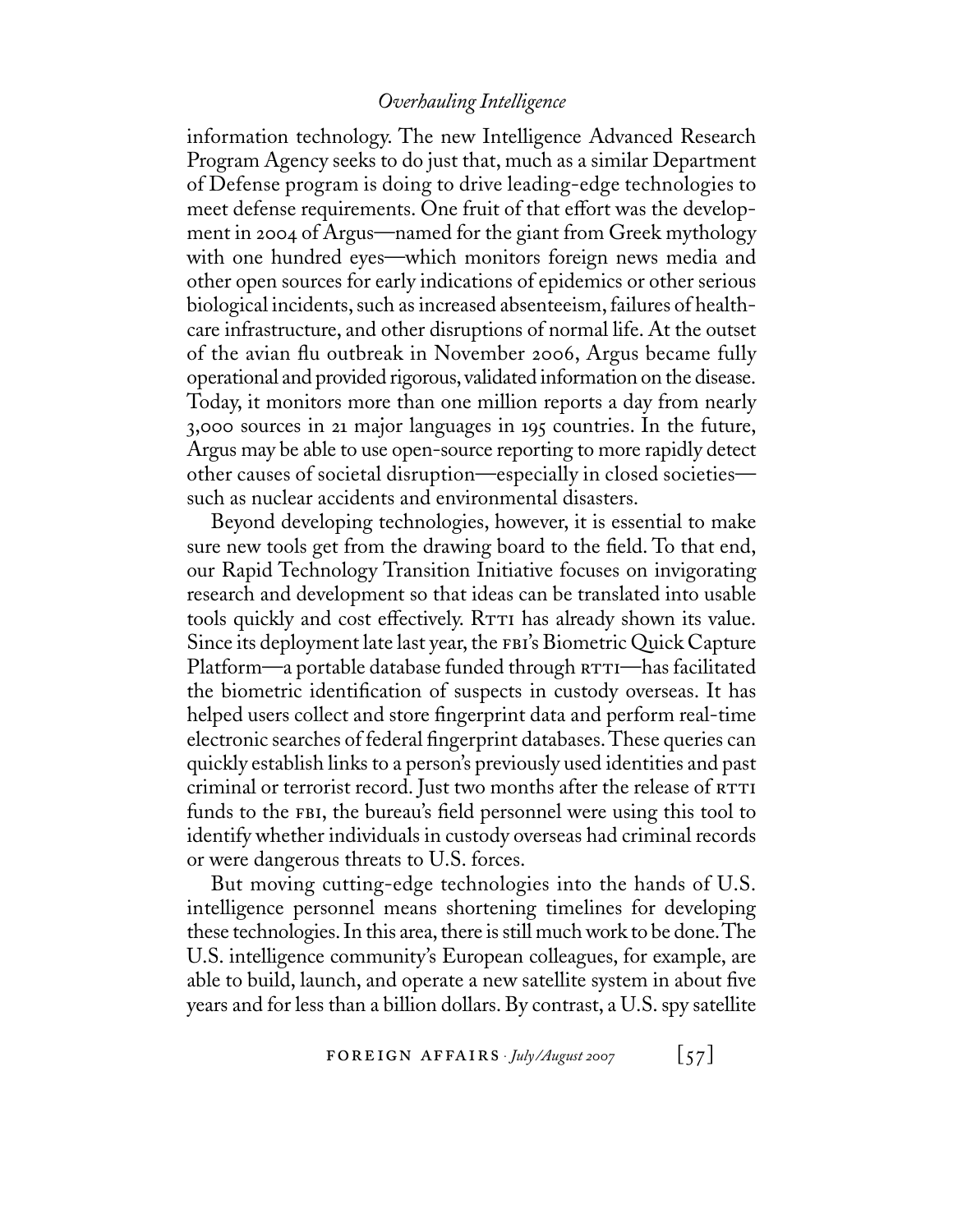information technology. The new Intelligence Advanced Research Program Agency seeks to do just that, much as a similar Department of Defense program is doing to drive leading-edge technologies to meet defense requirements. One fruit of that effort was the development in 2004 of Argus—named for the giant from Greek mythology with one hundred eyes—which monitors foreign news media and other open sources for early indications of epidemics or other serious biological incidents, such as increased absenteeism, failures of health-care infrastructure, and other disruptions of normal life. At the outset of the avian flu outbreak in November 2006, Argus became fully operational and provided rigorous, validated information on the disease. Today, it monitors more than one million reports a day from nearly 3,000 sources in 21 major languages in 195 countries. In the future, Argus may be able to use open-source reporting to more rapidly detect other causes of societal disruption—especially in closed societies—such as nuclear accidents and environmental disasters.

Beyond developing technologies, however, it is essential to make sure new tools get from the drawing board to the field. To that end, our Rapid Technology Transition Initiative focuses on invigorating research and development so that ideas can be translated into usable tools quickly and cost effectively. RTTI has already shown its value. Since its deployment late last year, the FBI's Biometric Quick Capture Platform—a portable database funded through RTTI—has facilitated the biometric identification of suspects in custody overseas. It has helped users collect and store fingerprint data and perform real-time electronic searches of federal fingerprint databases. These queries can quickly establish links to a person's previously used identities and past criminal or terrorist record. Just two months after the release of RTTI funds to the FBI, the bureau's field personnel were using this tool to identify whether individuals in custody overseas had criminal records or were dangerous threats to U.S. forces.

But moving cutting-edge technologies into the hands of U.S. intelligence personnel means shortening timelines for developing these technologies. In this area, there is still much work to be done. The U.S. intelligence community's European colleagues, for example, are able to build, launch, and operate a new satellite system in about five years and for less than a billion dollars. By contrast, a U.S. spy satellite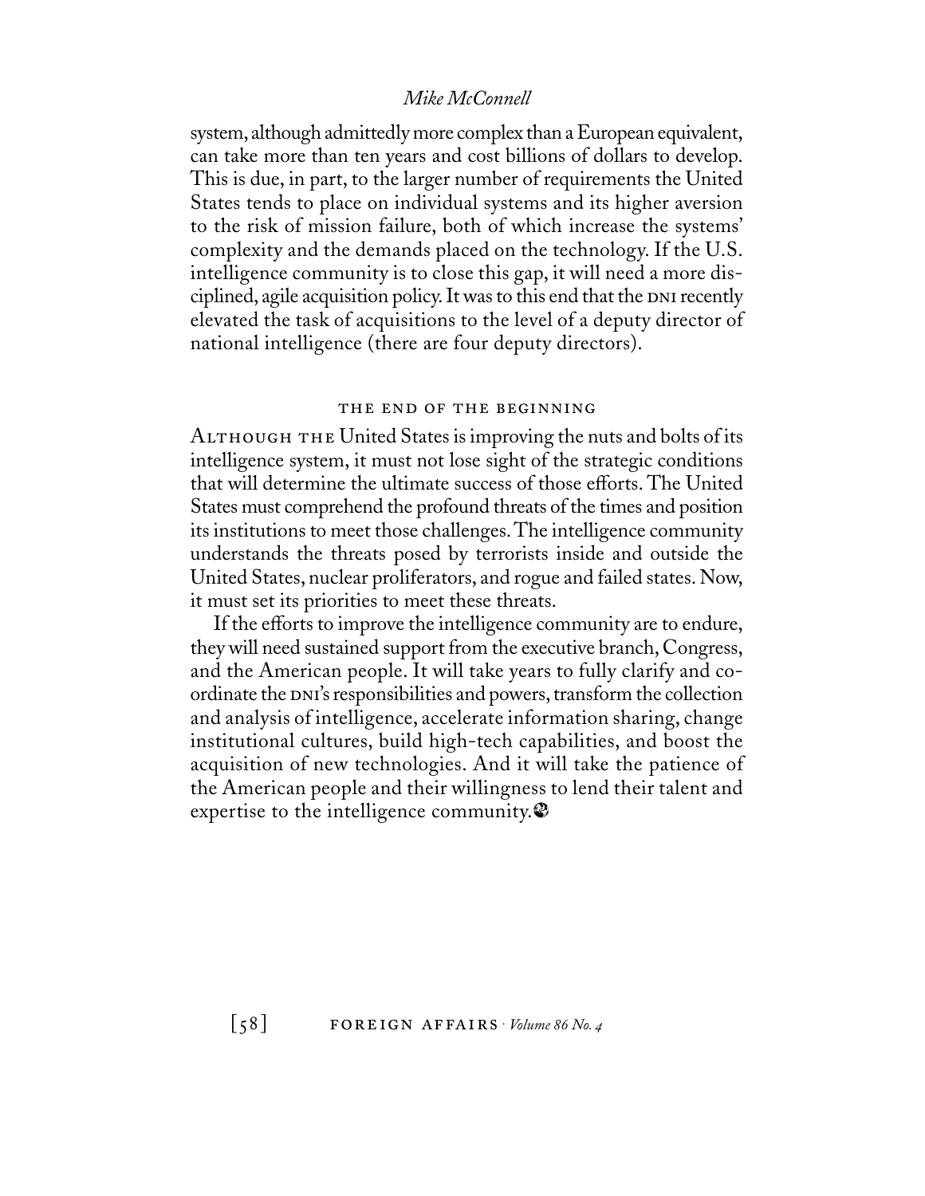system, although admittedly more complex than a European equivalent, can take more than ten years and cost billions of dollars to develop. This is due, in part, to the larger number of requirements the United States tends to place on individual systems and its higher aversion to the risk of mission failure, both of which increase the systems' complexity and the demands placed on the technology. If the U.S. intelligence community is to close this gap, it will need a more disciplined, agile acquisition policy. It was to this end that the DNI recently elevated the task of acquisitions to the level of a deputy director of national intelligence (there are four deputy directors).

## THE END OF THE BEGINNING

ALTHOUGH THE United States is improving the nuts and bolts of its intelligence system, it must not lose sight of the strategic conditions that will determine the ultimate success of those efforts. The United States must comprehend the profound threats of the times and position its institutions to meet those challenges. The intelligence community understands the threats posed by terrorists inside and outside the United States, nuclear proliferators, and rogue and failed states. Now, it must set its priorities to meet these threats.

If the efforts to improve the intelligence community are to endure, they will need sustained support from the executive branch, Congress, and the American people. It will take years to fully clarify and coordinate the DNI's responsibilities and powers, transform the collection and analysis of intelligence, accelerate information sharing, change institutional cultures, build high-tech capabilities, and boost the acquisition of new technologies. And it will take the patience of the American people and their willingness to lend their talent and expertise to the intelligence community.